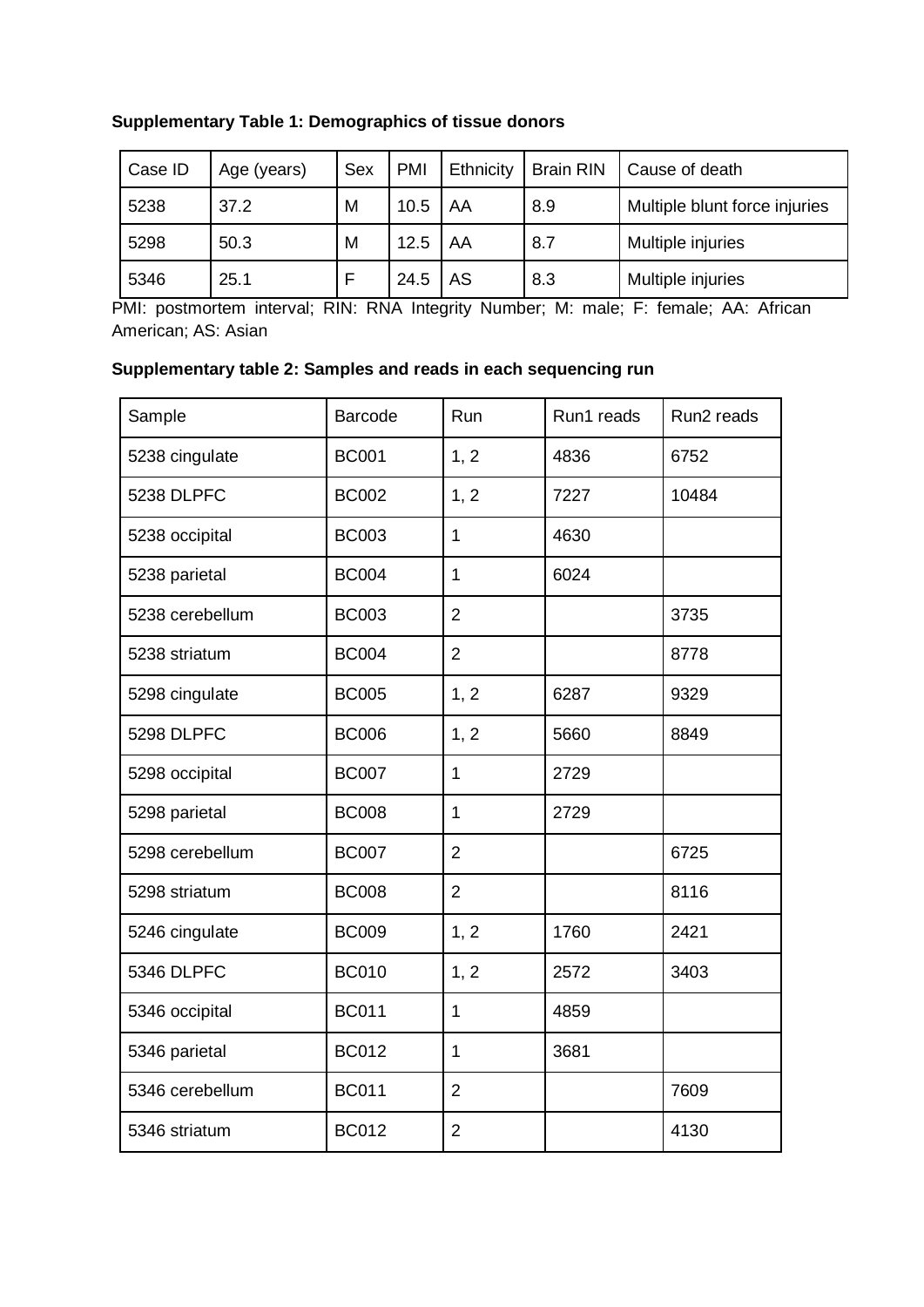**Supplementary Table 1: Demographics of tissue donors**

| Case ID | Age (years) | Sex | PMI | Ethnicity | Brain RIN | Cause of death |
|---|---|---|---|---|---|---|
| 5238 | 37.2 | M | 10.5 | AA | 8.9 | Multiple blunt force injuries |
| 5298 | 50.3 | M | 12.5 | AA | 8.7 | Multiple injuries |
| 5346 | 25.1 | F | 24.5 | AS | 8.3 | Multiple injuries |

PMI: postmortem interval; RIN: RNA Integrity Number; M: male; F: female; AA: African American; AS: Asian

**Supplementary table 2: Samples and reads in each sequencing run**

| Sample | Barcode | Run | Run1 reads | Run2 reads |
|---|---|---|---|---|
| 5238 cingulate | BC001 | 1, 2 | 4836 | 6752 |
| 5238 DLPFC | BC002 | 1, 2 | 7227 | 10484 |
| 5238 occipital | BC003 | 1 | 4630 | |
| 5238 parietal | BC004 | 1 | 6024 | |
| 5238 cerebellum | BC003 | 2 | | 3735 |
| 5238 striatum | BC004 | 2 | | 8778 |
| 5298 cingulate | BC005 | 1, 2 | 6287 | 9329 |
| 5298 DLPFC | BC006 | 1, 2 | 5660 | 8849 |
| 5298 occipital | BC007 | 1 | 2729 | |
| 5298 parietal | BC008 | 1 | 2729 | |
| 5298 cerebellum | BC007 | 2 | | 6725 |
| 5298 striatum | BC008 | 2 | | 8116 |
| 5246 cingulate | BC009 | 1, 2 | 1760 | 2421 |
| 5346 DLPFC | BC010 | 1, 2 | 2572 | 3403 |
| 5346 occipital | BC011 | 1 | 4859 | |
| 5346 parietal | BC012 | 1 | 3681 | |
| 5346 cerebellum | BC011 | 2 | | 7609 |
| 5346 striatum | BC012 | 2 | | 4130 |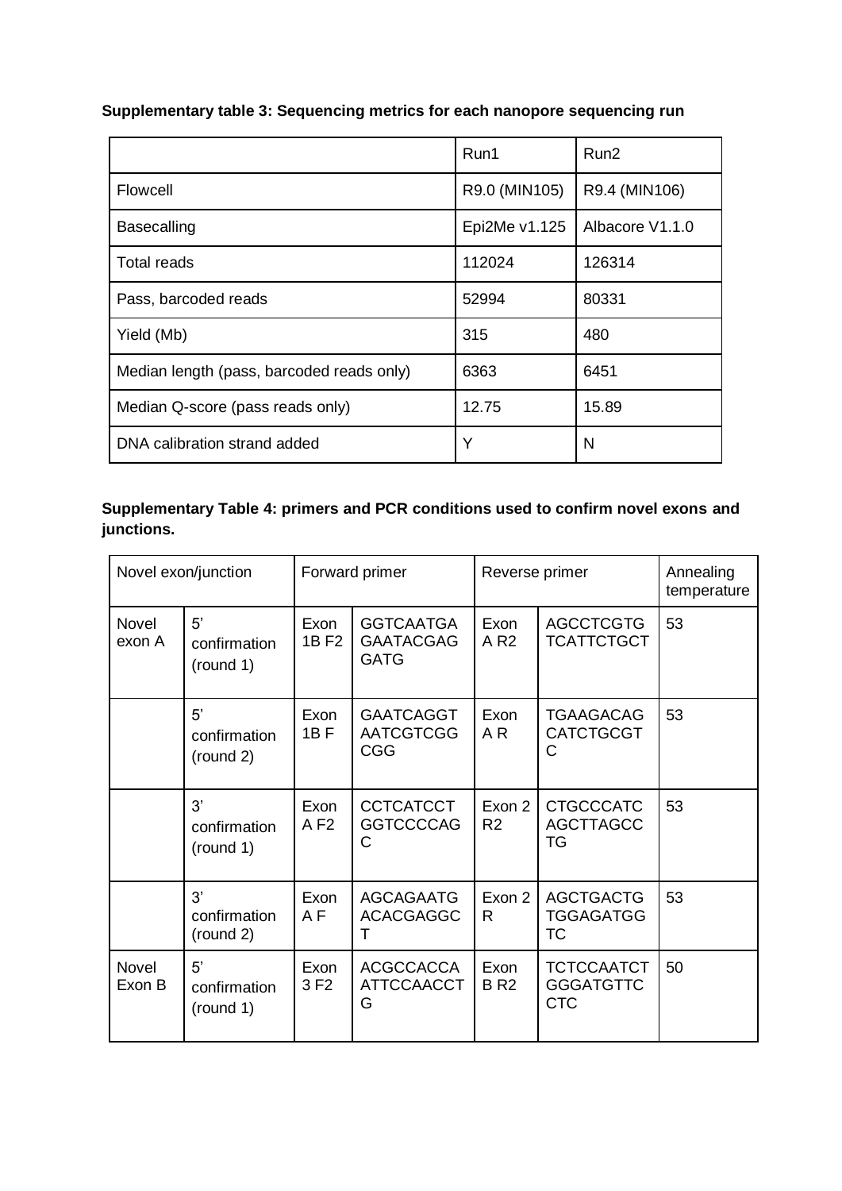**Supplementary table 3: Sequencing metrics for each nanopore sequencing run**

| | Run1 | Run2 |
|---|---|---|
| Flowcell | R9.0 (MIN105) | R9.4 (MIN106) |
| Basecalling | Epi2Me v1.125 | Albacore V1.1.0 |
| Total reads | 112024 | 126314 |
| Pass, barcoded reads | 52994 | 80331 |
| Yield (Mb) | 315 | 480 |
| Median length (pass, barcoded reads only) | 6363 | 6451 |
| Median Q-score (pass reads only) | 12.75 | 15.89 |
| DNA calibration strand added | Y | N |

**Supplementary Table 4: primers and PCR conditions used to confirm novel exons and junctions.**

| Novel exon/junction | | Forward primer | | Reverse primer | | Annealing temperature |
|---|---|---|---|---|---|---|
| Novel exon A | 5' confirmation (round 1) | Exon 1B F2 | GGTCAATGAGAATACGAGGATG | Exon A R2 | AGCCTCGTGTCATTCTGCT | 53 |
| | 5' confirmation (round 2) | Exon 1B F | GAATCAGGTAATCGTCGGCGG | Exon A R | TGAAGACAGCATCTGCGTC | 53 |
| | 3' confirmation (round 1) | Exon A F2 | CCTCATCCTGGTCCCCAGC | Exon 2 R2 | CTGCCCATCAGCTTAGCCTG | 53 |
| | 3' confirmation (round 2) | Exon A F | AGCAGAATGACACGAGGCT | Exon 2 R | AGCTGACTGTGGAGATGGTC | 53 |
| Novel Exon B | 5' confirmation (round 1) | Exon 3 F2 | ACGCCACCAATTCCAACCTG | Exon B R2 | TCTCCAATCTGGGATGTTCCTC | 50 |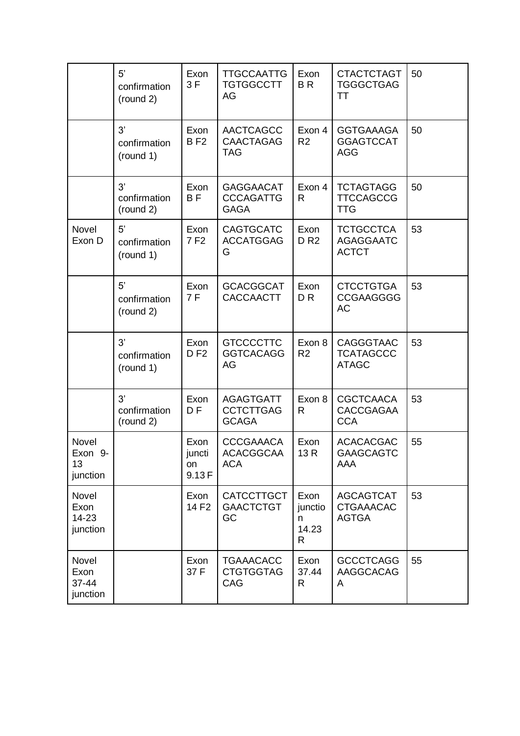| | | | | | | |
|---|---|---|---|---|---|---|
| | 5' confirmation (round 2) | Exon 3 F | TTGCCAATTGTGTGGCCTTAG | Exon B R | CTACTCTAGTTGGGCTGAGTT | 50 |
| | 3' confirmation (round 1) | Exon B F2 | AACTCAGCCCAACTAGAGTAG | Exon 4 R2 | GGTGAAAGAGGAGTCCATAGG | 50 |
| | 3' confirmation (round 2) | Exon B F | GAGGAACATCCCAGATTGGAGA | Exon 4 R | TCTAGTAGGTTCCAGCCGTTG | 50 |
| Novel Exon D | 5' confirmation (round 1) | Exon 7 F2 | CAGTGCATCACCATGGAGG | Exon D R2 | TCTGCCTCAAGAGGAATCACTCT | 53 |
| | 5' confirmation (round 2) | Exon 7 F | GCACGGCATCACCAACTT | Exon D R | CTCCTGTGACCGAAGGGGAC | 53 |
| | 3' confirmation (round 1) | Exon D F2 | GTCCCCTTCGGTCACAGGAG | Exon 8 R2 | CAGGGTAACTCATAGCCCATAGC | 53 |
| | 3' confirmation (round 2) | Exon D F | AGAGTGATTCCTCTTGAGGCAGA | Exon 8 R | CGCTCAACACACCGAGAACCA | 53 |
| Novel Exon 9-13 junction | | Exon junction 9.13 F | CCCGAAACAACACGGCAAACA | Exon 13 R | ACACACGACGAAGCAGTCAAA | 55 |
| Novel Exon 14-23 junction | | Exon 14 F2 | CATCCTTGCTGAACTCTGTGC | Exon junction 14.23 R | AGCAGTCATCTGAAACACAGTGA | 53 |
| Novel Exon 37-44 junction | | Exon 37 F | TGAAACACCCTGTGGTAGCAG | Exon 37.44 R | GCCCTCAGGAAGGCACAGA | 55 |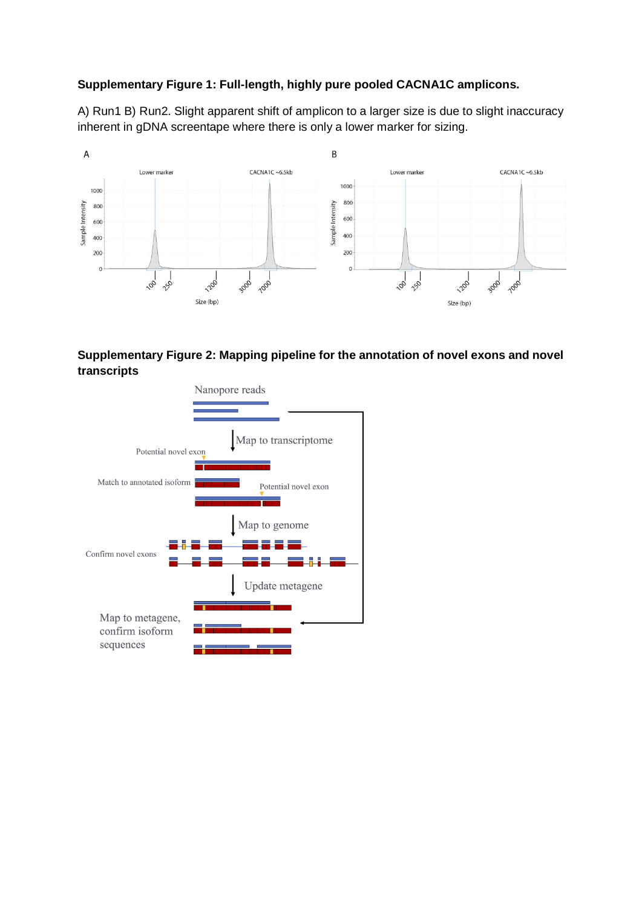**Supplementary Figure 1: Full-length, highly pure pooled CACNA1C amplicons.**

A) Run1 B) Run2. Slight apparent shift of amplicon to a larger size is due to slight inaccuracy inherent in gDNA screentape where there is only a lower marker for sizing.

A

Lower marker

CACNA1C ~6.5kb

Sample Intensity

1000
800
600
400
200
0

100
250
1200
3000
7000

Size (bp)

B

Lower marker

CACNA1C ~6.5kb

Sample Intensity

1000
800
600
400
200
0

100
250
1200
3000
7000

Size (bp)

**Supplementary Figure 2: Mapping pipeline for the annotation of novel exons and novel transcripts**

Nanopore reads

Map to transcriptome

Potential novel exon

Match to annotated isoform

Potential novel exon

Map to genome

Confirm novel exons

Update metagene

Map to metagene, confirm isoform sequences